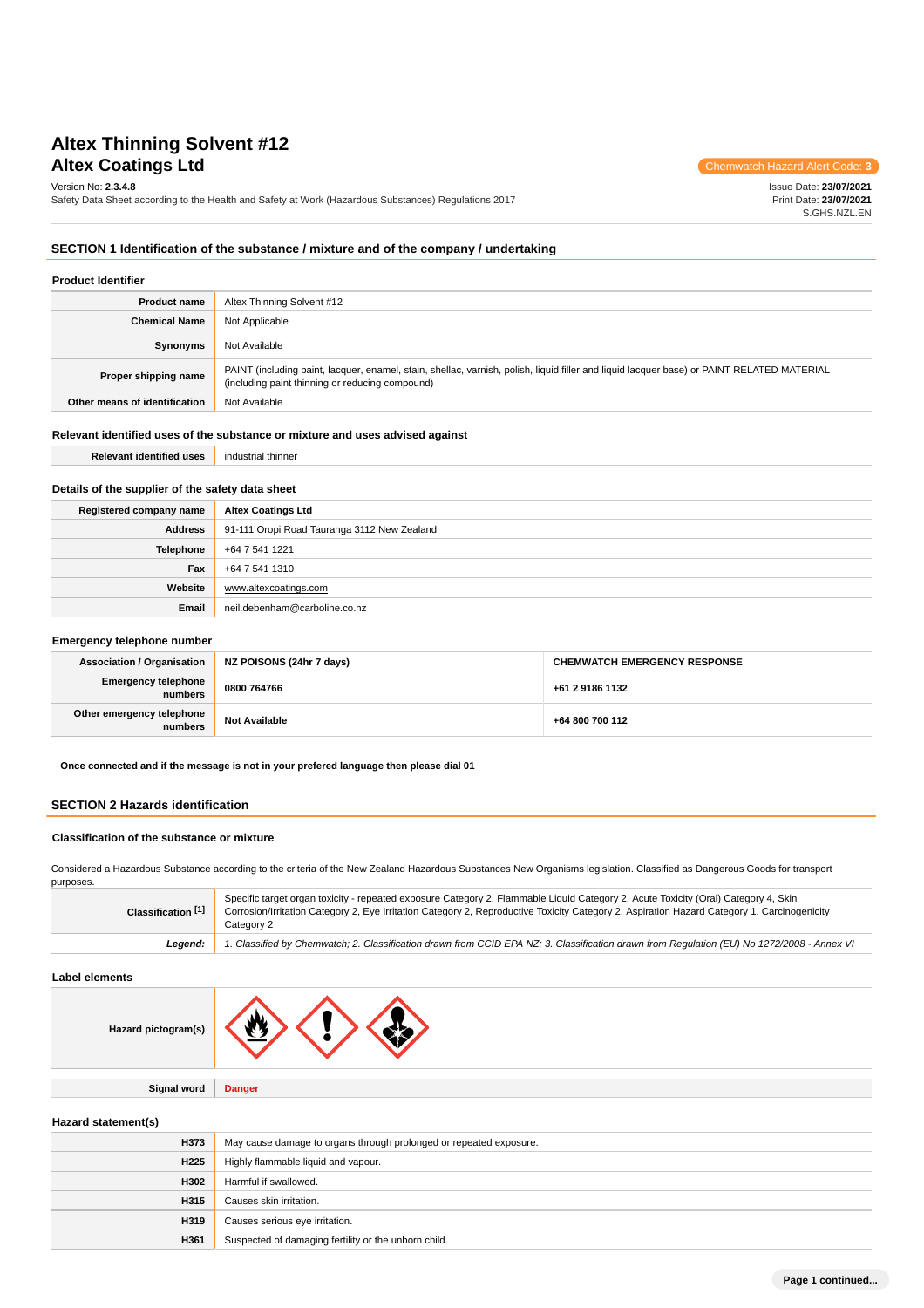# Altex Thinning Solvent #12
## Altex Coatings Ltd

Chemwatch Hazard Alert Code: **3**

Version No: **2.3.4.8**
Safety Data Sheet according to the Health and Safety at Work (Hazardous Substances) Regulations 2017

Issue Date: **23/07/2021**
Print Date: **23/07/2021**
S.GHS.NZL.EN

## SECTION 1 Identification of the substance / mixture and of the company / undertaking

### Product Identifier

| | |
|---|---|
| **Product name** | Altex Thinning Solvent #12 |
| **Chemical Name** | Not Applicable |
| **Synonyms** | Not Available |
| **Proper shipping name** | PAINT (including paint, lacquer, enamel, stain, shellac, varnish, polish, liquid filler and liquid lacquer base) or PAINT RELATED MATERIAL (including paint thinning or reducing compound) |
| **Other means of identification** | Not Available |

### Relevant identified uses of the substance or mixture and uses advised against

| | |
|---|---|
| **Relevant identified uses** | industrial thinner |

### Details of the supplier of the safety data sheet

| | |
|---|---|
| **Registered company name** | **Altex Coatings Ltd** |
| **Address** | 91-111 Oropi Road Tauranga 3112 New Zealand |
| **Telephone** | +64 7 541 1221 |
| **Fax** | +64 7 541 1310 |
| **Website** | www.altexcoatings.com |
| **Email** | neil.debenham@carboline.co.nz |

### Emergency telephone number

| | | |
|---|---|---|
| **Association / Organisation** | **NZ POISONS (24hr 7 days)** | **CHEMWATCH EMERGENCY RESPONSE** |
| **Emergency telephone numbers** | **0800 764766** | **+61 2 9186 1132** |
| **Other emergency telephone numbers** | **Not Available** | **+64 800 700 112** |

**Once connected and if the message is not in your prefered language then please dial 01**

## SECTION 2 Hazards identification

### Classification of the substance or mixture

Considered a Hazardous Substance according to the criteria of the New Zealand Hazardous Substances New Organisms legislation. Classified as Dangerous Goods for transport purposes.

| | |
|---|---|
| **Classification [1]** | Specific target organ toxicity - repeated exposure Category 2, Flammable Liquid Category 2, Acute Toxicity (Oral) Category 4, Skin Corrosion/Irritation Category 2, Eye Irritation Category 2, Reproductive Toxicity Category 2, Aspiration Hazard Category 1, Carcinogenicity Category 2 |
| ***Legend:*** | *1. Classified by Chemwatch; 2. Classification drawn from CCID EPA NZ; 3. Classification drawn from Regulation (EU) No 1272/2008 - Annex VI* |

### Label elements

| | |
|---|---|
| **Hazard pictogram(s)** | |
| **Signal word** | **Danger** |

### Hazard statement(s)

| | |
|---|---|
| **H373** | May cause damage to organs through prolonged or repeated exposure. |
| **H225** | Highly flammable liquid and vapour. |
| **H302** | Harmful if swallowed. |
| **H315** | Causes skin irritation. |
| **H319** | Causes serious eye irritation. |
| **H361** | Suspected of damaging fertility or the unborn child. |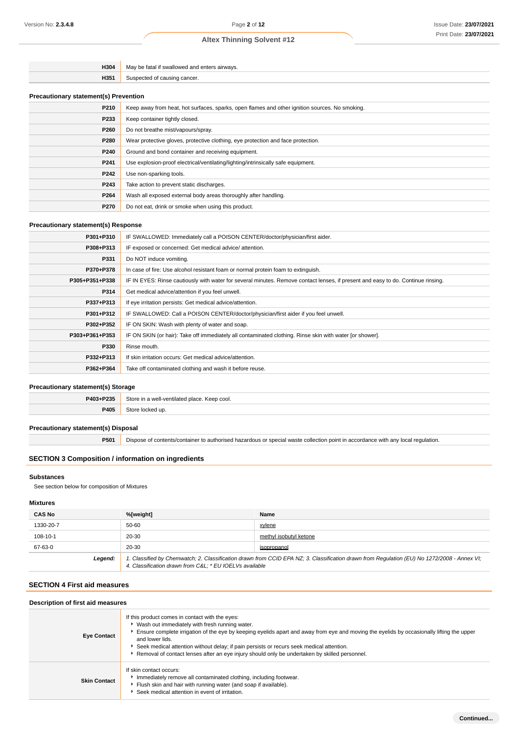| | |
|---|---|
| **H304** | May be fatal if swallowed and enters airways. |
| **H351** | Suspected of causing cancer. |

### Precautionary statement(s) Prevention

| | |
|---|---|
| **P210** | Keep away from heat, hot surfaces, sparks, open flames and other ignition sources. No smoking. |
| **P233** | Keep container tightly closed. |
| **P260** | Do not breathe mist/vapours/spray. |
| **P280** | Wear protective gloves, protective clothing, eye protection and face protection. |
| **P240** | Ground and bond container and receiving equipment. |
| **P241** | Use explosion-proof electrical/ventilating/lighting/intrinsically safe equipment. |
| **P242** | Use non-sparking tools. |
| **P243** | Take action to prevent static discharges. |
| **P264** | Wash all exposed external body areas thoroughly after handling. |
| **P270** | Do not eat, drink or smoke when using this product. |

### Precautionary statement(s) Response

| | |
|---|---|
| **P301+P310** | IF SWALLOWED: Immediately call a POISON CENTER/doctor/physician/first aider. |
| **P308+P313** | IF exposed or concerned: Get medical advice/ attention. |
| **P331** | Do NOT induce vomiting. |
| **P370+P378** | In case of fire: Use alcohol resistant foam or normal protein foam to extinguish. |
| **P305+P351+P338** | IF IN EYES: Rinse cautiously with water for several minutes. Remove contact lenses, if present and easy to do. Continue rinsing. |
| **P314** | Get medical advice/attention if you feel unwell. |
| **P337+P313** | If eye irritation persists: Get medical advice/attention. |
| **P301+P312** | IF SWALLOWED: Call a POISON CENTER/doctor/physician/first aider if you feel unwell. |
| **P302+P352** | IF ON SKIN: Wash with plenty of water and soap. |
| **P303+P361+P353** | IF ON SKIN (or hair): Take off immediately all contaminated clothing. Rinse skin with water [or shower]. |
| **P330** | Rinse mouth. |
| **P332+P313** | If skin irritation occurs: Get medical advice/attention. |
| **P362+P364** | Take off contaminated clothing and wash it before reuse. |

### Precautionary statement(s) Storage

| | |
|---|---|
| **P403+P235** | Store in a well-ventilated place. Keep cool. |
| **P405** | Store locked up. |

### Precautionary statement(s) Disposal

| | |
|---|---|
| **P501** | Dispose of contents/container to authorised hazardous or special waste collection point in accordance with any local regulation. |

## SECTION 3 Composition / information on ingredients

### Substances

See section below for composition of Mixtures

### Mixtures

| CAS No | %[weight] | Name |
|---|---|---|
| 1330-20-7 | 50-60 | xylene |
| 108-10-1 | 20-30 | methyl isobutyl ketone |
| 67-63-0 | 20-30 | isopropanol |
| ***Legend:*** | *1. Classified by Chemwatch; 2. Classification drawn from CCID EPA NZ; 3. Classification drawn from Regulation (EU) No 1272/2008 - Annex VI; 4. Classification drawn from C&L; * EU IOELVs available* | |

## SECTION 4 First aid measures

### Description of first aid measures

| | |
|---|---|
| **Eye Contact** | If this product comes in contact with the eyes:<br>▸ Wash out immediately with fresh running water.<br>▸ Ensure complete irrigation of the eye by keeping eyelids apart and away from eye and moving the eyelids by occasionally lifting the upper and lower lids.<br>▸ Seek medical attention without delay; if pain persists or recurs seek medical attention.<br>▸ Removal of contact lenses after an eye injury should only be undertaken by skilled personnel. |
| **Skin Contact** | If skin contact occurs:<br>▸ Immediately remove all contaminated clothing, including footwear.<br>▸ Flush skin and hair with running water (and soap if available).<br>▸ Seek medical attention in event of irritation. |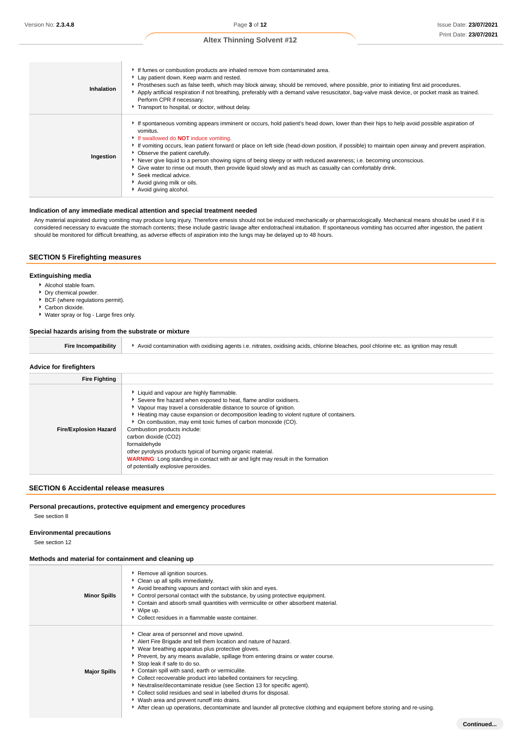| | |
|---|---|
| **Inhalation** | ▸ If fumes or combustion products are inhaled remove from contaminated area.<br>▸ Lay patient down. Keep warm and rested.<br>▸ Prostheses such as false teeth, which may block airway, should be removed, where possible, prior to initiating first aid procedures.<br>▸ Apply artificial respiration if not breathing, preferably with a demand valve resuscitator, bag-valve mask device, or pocket mask as trained. Perform CPR if necessary.<br>▸ Transport to hospital, or doctor, without delay. |
| **Ingestion** | ▸ If spontaneous vomiting appears imminent or occurs, hold patient's head down, lower than their hips to help avoid possible aspiration of vomitus.<br>▸ If swallowed do **NOT** induce vomiting.<br>▸ If vomiting occurs, lean patient forward or place on left side (head-down position, if possible) to maintain open airway and prevent aspiration.<br>▸ Observe the patient carefully.<br>▸ Never give liquid to a person showing signs of being sleepy or with reduced awareness; i.e. becoming unconscious.<br>▸ Give water to rinse out mouth, then provide liquid slowly and as much as casualty can comfortably drink.<br>▸ Seek medical advice.<br>▸ Avoid giving milk or oils.<br>▸ Avoid giving alcohol. |

### Indication of any immediate medical attention and special treatment needed

Any material aspirated during vomiting may produce lung injury. Therefore emesis should not be induced mechanically or pharmacologically. Mechanical means should be used if it is considered necessary to evacuate the stomach contents; these include gastric lavage after endotracheal intubation. If spontaneous vomiting has occurred after ingestion, the patient should be monitored for difficult breathing, as adverse effects of aspiration into the lungs may be delayed up to 48 hours.

## SECTION 5 Firefighting measures

### Extinguishing media

- Alcohol stable foam.
- Dry chemical powder.
- BCF (where regulations permit).
- Carbon dioxide.
- Water spray or fog - Large fires only.

### Special hazards arising from the substrate or mixture

| | |
|---|---|
| **Fire Incompatibility** | ▸ Avoid contamination with oxidising agents i.e. nitrates, oxidising acids, chlorine bleaches, pool chlorine etc. as ignition may result |

### Advice for firefighters

| | |
|---|---|
| **Fire Fighting** | |
| **Fire/Explosion Hazard** | ▸ Liquid and vapour are highly flammable.<br>▸ Severe fire hazard when exposed to heat, flame and/or oxidisers.<br>▸ Vapour may travel a considerable distance to source of ignition.<br>▸ Heating may cause expansion or decomposition leading to violent rupture of containers.<br>▸ On combustion, may emit toxic fumes of carbon monoxide (CO).<br>Combustion products include:<br>carbon dioxide ($CO_2$)<br>formaldehyde<br>other pyrolysis products typical of burning organic material.<br>**WARNING**: Long standing in contact with air and light may result in the formation of potentially explosive peroxides. |

## SECTION 6 Accidental release measures

### Personal precautions, protective equipment and emergency procedures

See section 8

### Environmental precautions

See section 12

### Methods and material for containment and cleaning up

| | |
|---|---|
| **Minor Spills** | ▸ Remove all ignition sources.<br>▸ Clean up all spills immediately.<br>▸ Avoid breathing vapours and contact with skin and eyes.<br>▸ Control personal contact with the substance, by using protective equipment.<br>▸ Contain and absorb small quantities with vermiculite or other absorbent material.<br>▸ Wipe up.<br>▸ Collect residues in a flammable waste container. |
| **Major Spills** | ▸ Clear area of personnel and move upwind.<br>▸ Alert Fire Brigade and tell them location and nature of hazard.<br>▸ Wear breathing apparatus plus protective gloves.<br>▸ Prevent, by any means available, spillage from entering drains or water course.<br>▸ Stop leak if safe to do so.<br>▸ Contain spill with sand, earth or vermiculite.<br>▸ Collect recoverable product into labelled containers for recycling.<br>▸ Neutralise/decontaminate residue (see Section 13 for specific agent).<br>▸ Collect solid residues and seal in labelled drums for disposal.<br>▸ Wash area and prevent runoff into drains.<br>▸ After clean up operations, decontaminate and launder all protective clothing and equipment before storing and re-using. |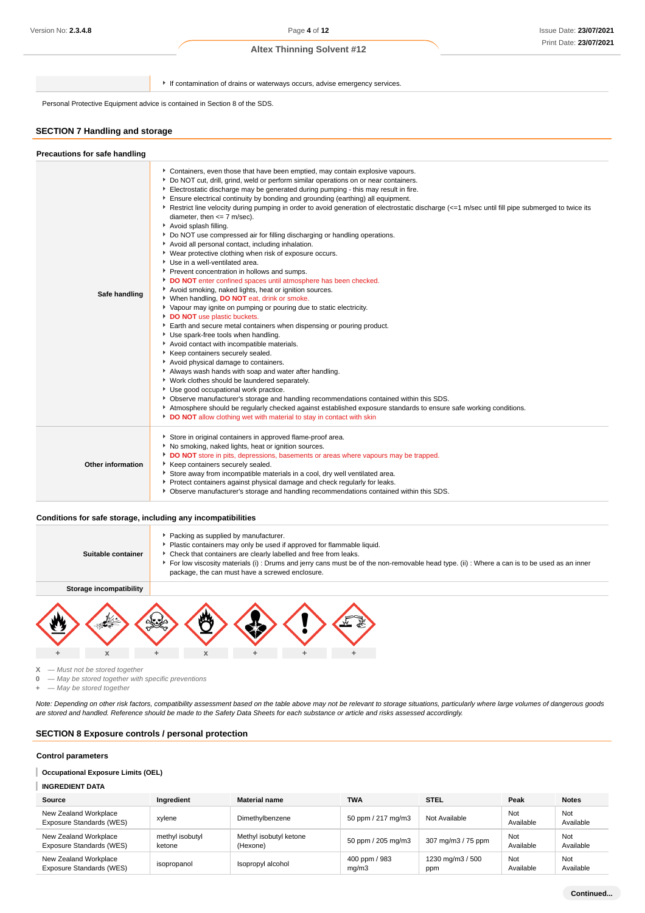|  |  |
|---|---|
|  | - If contamination of drains or waterways occurs, advise emergency services. |

Personal Protective Equipment advice is contained in Section 8 of the SDS.

## SECTION 7 Handling and storage

### Precautions for safe handling

| | |
|---|---|
| **Safe handling** | - Containers, even those that have been emptied, may contain explosive vapours.<br>- Do NOT cut, drill, grind, weld or perform similar operations on or near containers.<br>- Electrostatic discharge may be generated during pumping - this may result in fire.<br>- Ensure electrical continuity by bonding and grounding (earthing) all equipment.<br>- Restrict line velocity during pumping in order to avoid generation of electrostatic discharge (<=1 m/sec until fill pipe submerged to twice its diameter, then <= 7 m/sec).<br>- Avoid splash filling.<br>- Do NOT use compressed air for filling discharging or handling operations.<br>- Avoid all personal contact, including inhalation.<br>- Wear protective clothing when risk of exposure occurs.<br>- Use in a well-ventilated area.<br>- Prevent concentration in hollows and sumps.<br>- **DO NOT** enter confined spaces until atmosphere has been checked.<br>- Avoid smoking, naked lights, heat or ignition sources.<br>- When handling, **DO NOT** eat, drink or smoke.<br>- Vapour may ignite on pumping or pouring due to static electricity.<br>- **DO NOT** use plastic buckets.<br>- Earth and secure metal containers when dispensing or pouring product.<br>- Use spark-free tools when handling.<br>- Avoid contact with incompatible materials.<br>- Keep containers securely sealed.<br>- Avoid physical damage to containers.<br>- Always wash hands with soap and water after handling.<br>- Work clothes should be laundered separately.<br>- Use good occupational work practice.<br>- Observe manufacturer's storage and handling recommendations contained within this SDS.<br>- Atmosphere should be regularly checked against established exposure standards to ensure safe working conditions.<br>- **DO NOT** allow clothing wet with material to stay in contact with skin |
| **Other information** | - Store in original containers in approved flame-proof area.<br>- No smoking, naked lights, heat or ignition sources.<br>- **DO NOT** store in pits, depressions, basements or areas where vapours may be trapped.<br>- Keep containers securely sealed.<br>- Store away from incompatible materials in a cool, dry well ventilated area.<br>- Protect containers against physical damage and check regularly for leaks.<br>- Observe manufacturer's storage and handling recommendations contained within this SDS. |

### Conditions for safe storage, including any incompatibilities

| | |
|---|---|
| **Suitable container** | - Packing as supplied by manufacturer.<br>- Plastic containers may only be used if approved for flammable liquid.<br>- Check that containers are clearly labelled and free from leaks.<br>- For low viscosity materials (i) : Drums and jerry cans must be of the non-removable head type. (ii) : Where a can is to be used as an inner package, the can must have a screwed enclosure. |
| **Storage incompatibility** | |

| Flammable | Explosive | Toxic | Oxidizing | Health hazard | Exclamation | Corrosive |
|---|---|---|---|---|---|---|
| + | x | + | x | + | + | + |

**X** — *Must not be stored together*
**0** — *May be stored together with specific preventions*
**+** — *May be stored together*

*Note: Depending on other risk factors, compatibility assessment based on the table above may not be relevant to storage situations, particularly where large volumes of dangerous goods are stored and handled. Reference should be made to the Safety Data Sheets for each substance or article and risks assessed accordingly.*

## SECTION 8 Exposure controls / personal protection

### Control parameters

**Occupational Exposure Limits (OEL)**

**INGREDIENT DATA**

| Source | Ingredient | Material name | TWA | STEL | Peak | Notes |
|---|---|---|---|---|---|---|
| New Zealand Workplace Exposure Standards (WES) | xylene | Dimethylbenzene | 50 ppm / 217 mg/m3 | Not Available | Not Available | Not Available |
| New Zealand Workplace Exposure Standards (WES) | methyl isobutyl ketone | Methyl isobutyl ketone (Hexone) | 50 ppm / 205 mg/m3 | 307 mg/m3 / 75 ppm | Not Available | Not Available |
| New Zealand Workplace Exposure Standards (WES) | isopropanol | Isopropyl alcohol | 400 ppm / 983 mg/m3 | 1230 mg/m3 / 500 ppm | Not Available | Not Available |

**Continued...**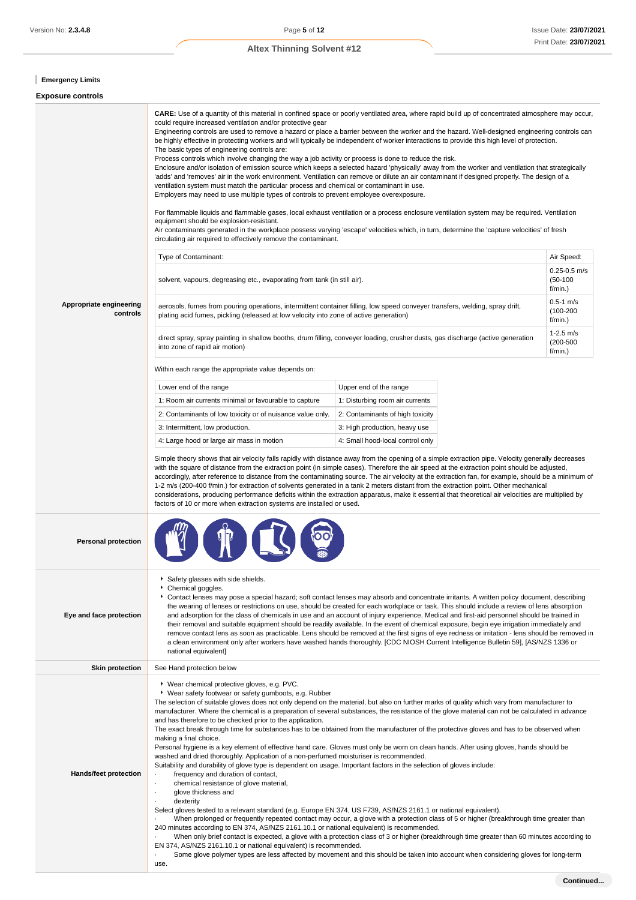### Emergency Limits

### Exposure controls

| | |
|---|---|
| **Appropriate engineering controls** | **CARE:** Use of a quantity of this material in confined space or poorly ventilated area, where rapid build up of concentrated atmosphere may occur, could require increased ventilation and/or protective gear<br>Engineering controls are used to remove a hazard or place a barrier between the worker and the hazard. Well-designed engineering controls can be highly effective in protecting workers and will typically be independent of worker interactions to provide this high level of protection.<br>The basic types of engineering controls are:<br>Process controls which involve changing the way a job activity or process is done to reduce the risk.<br>Enclosure and/or isolation of emission source which keeps a selected hazard 'physically' away from the worker and ventilation that strategically 'adds' and 'removes' air in the work environment. Ventilation can remove or dilute an air contaminant if designed properly. The design of a ventilation system must match the particular process and chemical or contaminant in use.<br>Employers may need to use multiple types of controls to prevent employee overexposure.<br><br>For flammable liquids and flammable gases, local exhaust ventilation or a process enclosure ventilation system may be required. Ventilation equipment should be explosion-resistant.<br>Air contaminants generated in the workplace possess varying 'escape' velocities which, in turn, determine the 'capture velocities' of fresh circulating air required to effectively remove the contaminant. |

| Type of Contaminant: | Air Speed: |
|---|---|
| solvent, vapours, degreasing etc., evaporating from tank (in still air). | 0.25-0.5 m/s (50-100 f/min.) |
| aerosols, fumes from pouring operations, intermittent container filling, low speed conveyer transfers, welding, spray drift, plating acid fumes, pickling (released at low velocity into zone of active generation) | 0.5-1 m/s (100-200 f/min.) |
| direct spray, spray painting in shallow booths, drum filling, conveyer loading, crusher dusts, gas discharge (active generation into zone of rapid air motion) | 1-2.5 m/s (200-500 f/min.) |

Within each range the appropriate value depends on:

| Lower end of the range | Upper end of the range |
|---|---|
| 1: Room air currents minimal or favourable to capture | 1: Disturbing room air currents |
| 2: Contaminants of low toxicity or of nuisance value only. | 2: Contaminants of high toxicity |
| 3: Intermittent, low production. | 3: High production, heavy use |
| 4: Large hood or large air mass in motion | 4: Small hood-local control only |

Simple theory shows that air velocity falls rapidly with distance away from the opening of a simple extraction pipe. Velocity generally decreases with the square of distance from the extraction point (in simple cases). Therefore the air speed at the extraction point should be adjusted, accordingly, after reference to distance from the contaminating source. The air velocity at the extraction fan, for example, should be a minimum of 1-2 m/s (200-400 f/min.) for extraction of solvents generated in a tank 2 meters distant from the extraction point. Other mechanical considerations, producing performance deficits within the extraction apparatus, make it essential that theoretical air velocities are multiplied by factors of 10 or more when extraction systems are installed or used.

| | |
|---|---|
| **Personal protection** | |
| **Eye and face protection** | ▸ Safety glasses with side shields.<br>▸ Chemical goggles.<br>▸ Contact lenses may pose a special hazard; soft contact lenses may absorb and concentrate irritants. A written policy document, describing the wearing of lenses or restrictions on use, should be created for each workplace or task. This should include a review of lens absorption and adsorption for the class of chemicals in use and an account of injury experience. Medical and first-aid personnel should be trained in their removal and suitable equipment should be readily available. In the event of chemical exposure, begin eye irrigation immediately and remove contact lens as soon as practicable. Lens should be removed at the first signs of eye redness or irritation - lens should be removed in a clean environment only after workers have washed hands thoroughly. [CDC NIOSH Current Intelligence Bulletin 59], [AS/NZS 1336 or national equivalent] |
| **Skin protection** | See Hand protection below |
| **Hands/feet protection** | ▸ Wear chemical protective gloves, e.g. PVC.<br>▸ Wear safety footwear or safety gumboots, e.g. Rubber<br>The selection of suitable gloves does not only depend on the material, but also on further marks of quality which vary from manufacturer to manufacturer. Where the chemical is a preparation of several substances, the resistance of the glove material can not be calculated in advance and has therefore to be checked prior to the application.<br>The exact break through time for substances has to be obtained from the manufacturer of the protective gloves and has to be observed when making a final choice.<br>Personal hygiene is a key element of effective hand care. Gloves must only be worn on clean hands. After using gloves, hands should be washed and dried thoroughly. Application of a non-perfumed moisturiser is recommended.<br>Suitability and durability of glove type is dependent on usage. Important factors in the selection of gloves include:<br>· frequency and duration of contact,<br>· chemical resistance of glove material,<br>· glove thickness and<br>· dexterity<br>Select gloves tested to a relevant standard (e.g. Europe EN 374, US F739, AS/NZS 2161.1 or national equivalent).<br>· When prolonged or frequently repeated contact may occur, a glove with a protection class of 5 or higher (breakthrough time greater than 240 minutes according to EN 374, AS/NZS 2161.10.1 or national equivalent) is recommended.<br>· When only brief contact is expected, a glove with a protection class of 3 or higher (breakthrough time greater than 60 minutes according to EN 374, AS/NZS 2161.10.1 or national equivalent) is recommended.<br>· Some glove polymer types are less affected by movement and this should be taken into account when considering gloves for long-term use. |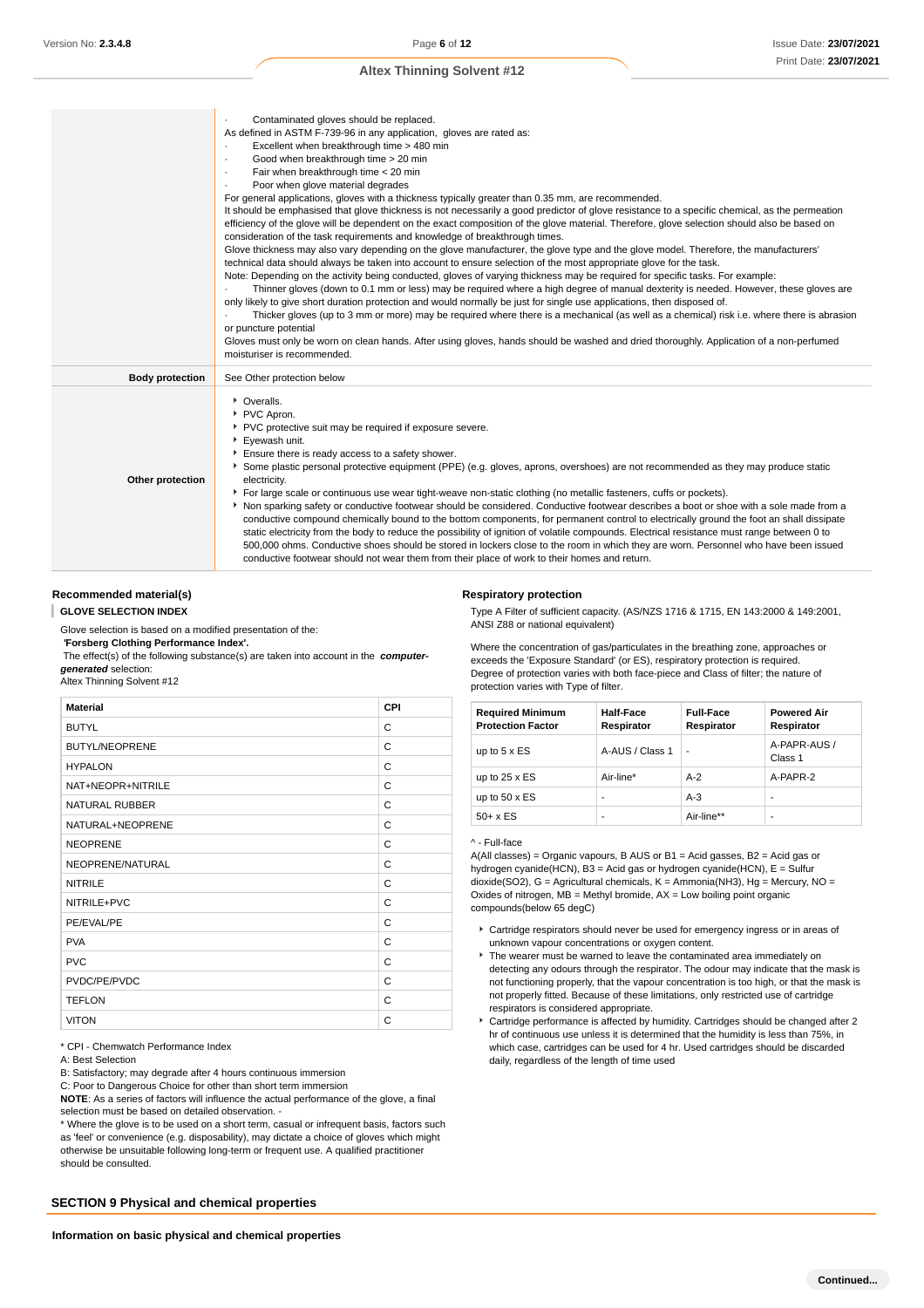| | |
|---|---|
| | · Contaminated gloves should be replaced.<br>As defined in ASTM F-739-96 in any application, gloves are rated as:<br>· Excellent when breakthrough time > 480 min<br>· Good when breakthrough time > 20 min<br>· Fair when breakthrough time < 20 min<br>· Poor when glove material degrades<br>For general applications, gloves with a thickness typically greater than 0.35 mm, are recommended.<br>It should be emphasised that glove thickness is not necessarily a good predictor of glove resistance to a specific chemical, as the permeation efficiency of the glove will be dependent on the exact composition of the glove material. Therefore, glove selection should also be based on consideration of the task requirements and knowledge of breakthrough times.<br>Glove thickness may also vary depending on the glove manufacturer, the glove type and the glove model. Therefore, the manufacturers' technical data should always be taken into account to ensure selection of the most appropriate glove for the task.<br>Note: Depending on the activity being conducted, gloves of varying thickness may be required for specific tasks. For example:<br>· Thinner gloves (down to 0.1 mm or less) may be required where a high degree of manual dexterity is needed. However, these gloves are only likely to give short duration protection and would normally be just for single use applications, then disposed of.<br>· Thicker gloves (up to 3 mm or more) may be required where there is a mechanical (as well as a chemical) risk i.e. where there is abrasion or puncture potential<br>Gloves must only be worn on clean hands. After using gloves, hands should be washed and dried thoroughly. Application of a non-perfumed moisturiser is recommended. |
| **Body protection** | See Other protection below |
| **Other protection** | ▸ Overalls.<br>▸ PVC Apron.<br>▸ PVC protective suit may be required if exposure severe.<br>▸ Eyewash unit.<br>▸ Ensure there is ready access to a safety shower.<br>▸ Some plastic personal protective equipment (PPE) (e.g. gloves, aprons, overshoes) are not recommended as they may produce static electricity.<br>▸ For large scale or continuous use wear tight-weave non-static clothing (no metallic fasteners, cuffs or pockets).<br>▸ Non sparking safety or conductive footwear should be considered. Conductive footwear describes a boot or shoe with a sole made from a conductive compound chemically bound to the bottom components, for permanent control to electrically ground the foot an shall dissipate static electricity from the body to reduce the possibility of ignition of volatile compounds. Electrical resistance must range between 0 to 500,000 ohms. Conductive shoes should be stored in lockers close to the room in which they are worn. Personnel who have been issued conductive footwear should not wear them from their place of work to their homes and return. |

### Recommended material(s)

**GLOVE SELECTION INDEX**

Glove selection is based on a modified presentation of the:
**'Forsberg Clothing Performance Index'.**
The effect(s) of the following substance(s) are taken into account in the ***computer-generated*** selection:
Altex Thinning Solvent #12

| Material | CPI |
|---|---|
| BUTYL | C |
| BUTYL/NEOPRENE | C |
| HYPALON | C |
| NAT+NEOPR+NITRILE | C |
| NATURAL RUBBER | C |
| NATURAL+NEOPRENE | C |
| NEOPRENE | C |
| NEOPRENE/NATURAL | C |
| NITRILE | C |
| NITRILE+PVC | C |
| PE/EVAL/PE | C |
| PVA | C |
| PVC | C |
| PVDC/PE/PVDC | C |
| TEFLON | C |
| VITON | C |

* CPI - Chemwatch Performance Index
A: Best Selection
B: Satisfactory; may degrade after 4 hours continuous immersion
C: Poor to Dangerous Choice for other than short term immersion
**NOTE**: As a series of factors will influence the actual performance of the glove, a final selection must be based on detailed observation. -
* Where the glove is to be used on a short term, casual or infrequent basis, factors such as 'feel' or convenience (e.g. disposability), may dictate a choice of gloves which might otherwise be unsuitable following long-term or frequent use. A qualified practitioner should be consulted.

### Respiratory protection

Type A Filter of sufficient capacity. (AS/NZS 1716 & 1715, EN 143:2000 & 149:2001, ANSI Z88 or national equivalent)

Where the concentration of gas/particulates in the breathing zone, approaches or exceeds the 'Exposure Standard' (or ES), respiratory protection is required.
Degree of protection varies with both face-piece and Class of filter; the nature of protection varies with Type of filter.

| Required Minimum Protection Factor | Half-Face Respirator | Full-Face Respirator | Powered Air Respirator |
|---|---|---|---|
| up to 5 x ES | A-AUS / Class 1 | - | A-PAPR-AUS / Class 1 |
| up to 25 x ES | Air-line* | A-2 | A-PAPR-2 |
| up to 50 x ES | - | A-3 | - |
| 50+ x ES | - | Air-line** | - |

^ - Full-face
A(All classes) = Organic vapours, B AUS or B1 = Acid gasses, B2 = Acid gas or hydrogen cyanide(HCN), B3 = Acid gas or hydrogen cyanide(HCN), E = Sulfur dioxide(SO2), G = Agricultural chemicals, K = Ammonia(NH3), Hg = Mercury, NO = Oxides of nitrogen, MB = Methyl bromide, AX = Low boiling point organic compounds(below 65 degC)

- Cartridge respirators should never be used for emergency ingress or in areas of unknown vapour concentrations or oxygen content.
- The wearer must be warned to leave the contaminated area immediately on detecting any odours through the respirator. The odour may indicate that the mask is not functioning properly, that the vapour concentration is too high, or that the mask is not properly fitted. Because of these limitations, only restricted use of cartridge respirators is considered appropriate.
- Cartridge performance is affected by humidity. Cartridges should be changed after 2 hr of continuous use unless it is determined that the humidity is less than 75%, in which case, cartridges can be used for 4 hr. Used cartridges should be discarded daily, regardless of the length of time used

## SECTION 9 Physical and chemical properties

### Information on basic physical and chemical properties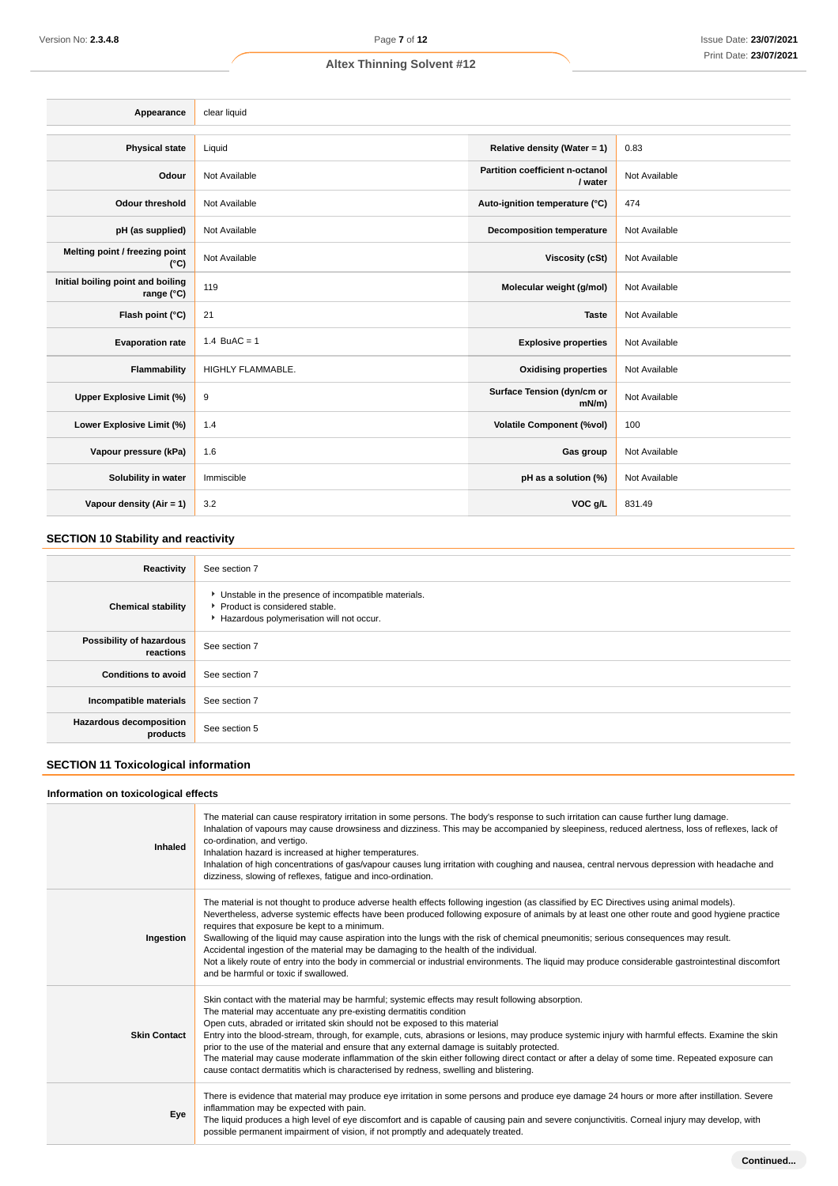| Appearance | clear liquid | | |
|---|---|---|---|
| **Physical state** | Liquid | **Relative density (Water = 1)** | 0.83 |
| **Odour** | Not Available | **Partition coefficient n-octanol / water** | Not Available |
| **Odour threshold** | Not Available | **Auto-ignition temperature (°C)** | 474 |
| **pH (as supplied)** | Not Available | **Decomposition temperature** | Not Available |
| **Melting point / freezing point (°C)** | Not Available | **Viscosity (cSt)** | Not Available |
| **Initial boiling point and boiling range (°C)** | 119 | **Molecular weight (g/mol)** | Not Available |
| **Flash point (°C)** | 21 | **Taste** | Not Available |
| **Evaporation rate** | 1.4 BuAC = 1 | **Explosive properties** | Not Available |
| **Flammability** | HIGHLY FLAMMABLE. | **Oxidising properties** | Not Available |
| **Upper Explosive Limit (%)** | 9 | **Surface Tension (dyn/cm or mN/m)** | Not Available |
| **Lower Explosive Limit (%)** | 1.4 | **Volatile Component (%vol)** | 100 |
| **Vapour pressure (kPa)** | 1.6 | **Gas group** | Not Available |
| **Solubility in water** | Immiscible | **pH as a solution (%)** | Not Available |
| **Vapour density (Air = 1)** | 3.2 | **VOC g/L** | 831.49 |

## SECTION 10 Stability and reactivity

| | |
|---|---|
| **Reactivity** | See section 7 |
| **Chemical stability** | ▸ Unstable in the presence of incompatible materials.<br>▸ Product is considered stable.<br>▸ Hazardous polymerisation will not occur. |
| **Possibility of hazardous reactions** | See section 7 |
| **Conditions to avoid** | See section 7 |
| **Incompatible materials** | See section 7 |
| **Hazardous decomposition products** | See section 5 |

## SECTION 11 Toxicological information

### Information on toxicological effects

| | |
|---|---|
| **Inhaled** | The material can cause respiratory irritation in some persons. The body's response to such irritation can cause further lung damage.<br>Inhalation of vapours may cause drowsiness and dizziness. This may be accompanied by sleepiness, reduced alertness, loss of reflexes, lack of co-ordination, and vertigo.<br>Inhalation hazard is increased at higher temperatures.<br>Inhalation of high concentrations of gas/vapour causes lung irritation with coughing and nausea, central nervous depression with headache and dizziness, slowing of reflexes, fatigue and inco-ordination. |
| **Ingestion** | The material is not thought to produce adverse health effects following ingestion (as classified by EC Directives using animal models). Nevertheless, adverse systemic effects have been produced following exposure of animals by at least one other route and good hygiene practice requires that exposure be kept to a minimum.<br>Swallowing of the liquid may cause aspiration into the lungs with the risk of chemical pneumonitis; serious consequences may result.<br>Accidental ingestion of the material may be damaging to the health of the individual.<br>Not a likely route of entry into the body in commercial or industrial environments. The liquid may produce considerable gastrointestinal discomfort and be harmful or toxic if swallowed. |
| **Skin Contact** | Skin contact with the material may be harmful; systemic effects may result following absorption.<br>The material may accentuate any pre-existing dermatitis condition<br>Open cuts, abraded or irritated skin should not be exposed to this material<br>Entry into the blood-stream, through, for example, cuts, abrasions or lesions, may produce systemic injury with harmful effects. Examine the skin prior to the use of the material and ensure that any external damage is suitably protected.<br>The material may cause moderate inflammation of the skin either following direct contact or after a delay of some time. Repeated exposure can cause contact dermatitis which is characterised by redness, swelling and blistering. |
| **Eye** | There is evidence that material may produce eye irritation in some persons and produce eye damage 24 hours or more after instillation. Severe inflammation may be expected with pain.<br>The liquid produces a high level of eye discomfort and is capable of causing pain and severe conjunctivitis. Corneal injury may develop, with possible permanent impairment of vision, if not promptly and adequately treated. |

**Continued...**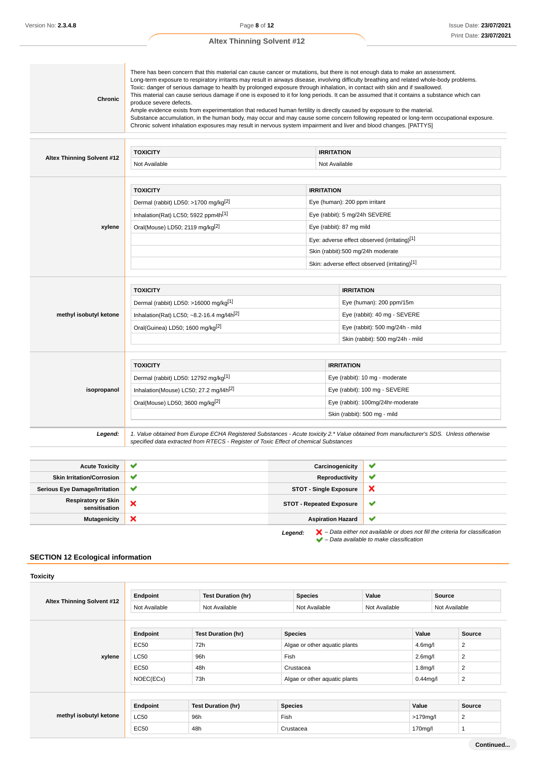| | |
|---|---|
| **Chronic** | There has been concern that this material can cause cancer or mutations, but there is not enough data to make an assessment.<br>Long-term exposure to respiratory irritants may result in airways disease, involving difficulty breathing and related whole-body problems.<br>Toxic: danger of serious damage to health by prolonged exposure through inhalation, in contact with skin and if swallowed.<br>This material can cause serious damage if one is exposed to it for long periods. It can be assumed that it contains a substance which can produce severe defects.<br>Ample evidence exists from experimentation that reduced human fertility is directly caused by exposure to the material.<br>Substance accumulation, in the human body, may occur and may cause some concern following repeated or long-term occupational exposure.<br>Chronic solvent inhalation exposures may result in nervous system impairment and liver and blood changes. [PATTYS] |

**Altex Thinning Solvent #12**

| TOXICITY | IRRITATION |
|---|---|
| Not Available | Not Available |

**xylene**

| TOXICITY | IRRITATION |
|---|---|
| Dermal (rabbit) LD50: >1700 mg/kg[2] | Eye (human): 200 ppm irritant |
| Inhalation(Rat) LC50; 5922 ppm4h[1] | Eye (rabbit): 5 mg/24h SEVERE |
| Oral(Mouse) LD50; 2119 mg/kg[2] | Eye (rabbit): 87 mg mild |
| | Eye: adverse effect observed (irritating)[1] |
| | Skin (rabbit):500 mg/24h moderate |
| | Skin: adverse effect observed (irritating)[1] |

**methyl isobutyl ketone**

| TOXICITY | IRRITATION |
|---|---|
| Dermal (rabbit) LD50: >16000 mg/kg[1] | Eye (human): 200 ppm/15m |
| Inhalation(Rat) LC50; ~8.2-16.4 mg/l4h[2] | Eye (rabbit): 40 mg - SEVERE |
| Oral(Guinea) LD50; 1600 mg/kg[2] | Eye (rabbit): 500 mg/24h - mild |
| | Skin (rabbit): 500 mg/24h - mild |

**isopropanol**

| TOXICITY | IRRITATION |
|---|---|
| Dermal (rabbit) LD50: 12792 mg/kg[1] | Eye (rabbit): 10 mg - moderate |
| Inhalation(Mouse) LC50; 27.2 mg/l4h[2] | Eye (rabbit): 100 mg - SEVERE |
| Oral(Mouse) LD50; 3600 mg/kg[2] | Eye (rabbit): 100mg/24hr-moderate |
| | Skin (rabbit): 500 mg - mild |

***Legend:*** *1. Value obtained from Europe ECHA Registered Substances - Acute toxicity 2.\* Value obtained from manufacturer's SDS. Unless otherwise specified data extracted from RTECS - Register of Toxic Effect of chemical Substances*

| | | | |
|---|---|---|---|
| **Acute Toxicity** | ✔ | **Carcinogenicity** | ✔ |
| **Skin Irritation/Corrosion** | ✔ | **Reproductivity** | ✔ |
| **Serious Eye Damage/Irritation** | ✔ | **STOT - Single Exposure** | ✘ |
| **Respiratory or Skin sensitisation** | ✘ | **STOT - Repeated Exposure** | ✔ |
| **Mutagenicity** | ✘ | **Aspiration Hazard** | ✔ |

***Legend:*** ✘ *– Data either not available or does not fill the criteria for classification*
✔ *– Data available to make classification*

## SECTION 12 Ecological information

### Toxicity

**Altex Thinning Solvent #12**

| Endpoint | Test Duration (hr) | Species | Value | Source |
|---|---|---|---|---|
| Not Available | Not Available | Not Available | Not Available | Not Available |

**xylene**

| Endpoint | Test Duration (hr) | Species | Value | Source |
|---|---|---|---|---|
| EC50 | 72h | Algae or other aquatic plants | 4.6mg/l | 2 |
| LC50 | 96h | Fish | 2.6mg/l | 2 |
| EC50 | 48h | Crustacea | 1.8mg/l | 2 |
| NOEC(ECx) | 73h | Algae or other aquatic plants | 0.44mg/l | 2 |

**methyl isobutyl ketone**

| Endpoint | Test Duration (hr) | Species | Value | Source |
|---|---|---|---|---|
| LC50 | 96h | Fish | >179mg/l | 2 |
| EC50 | 48h | Crustacea | 170mg/l | 1 |

**Continued...**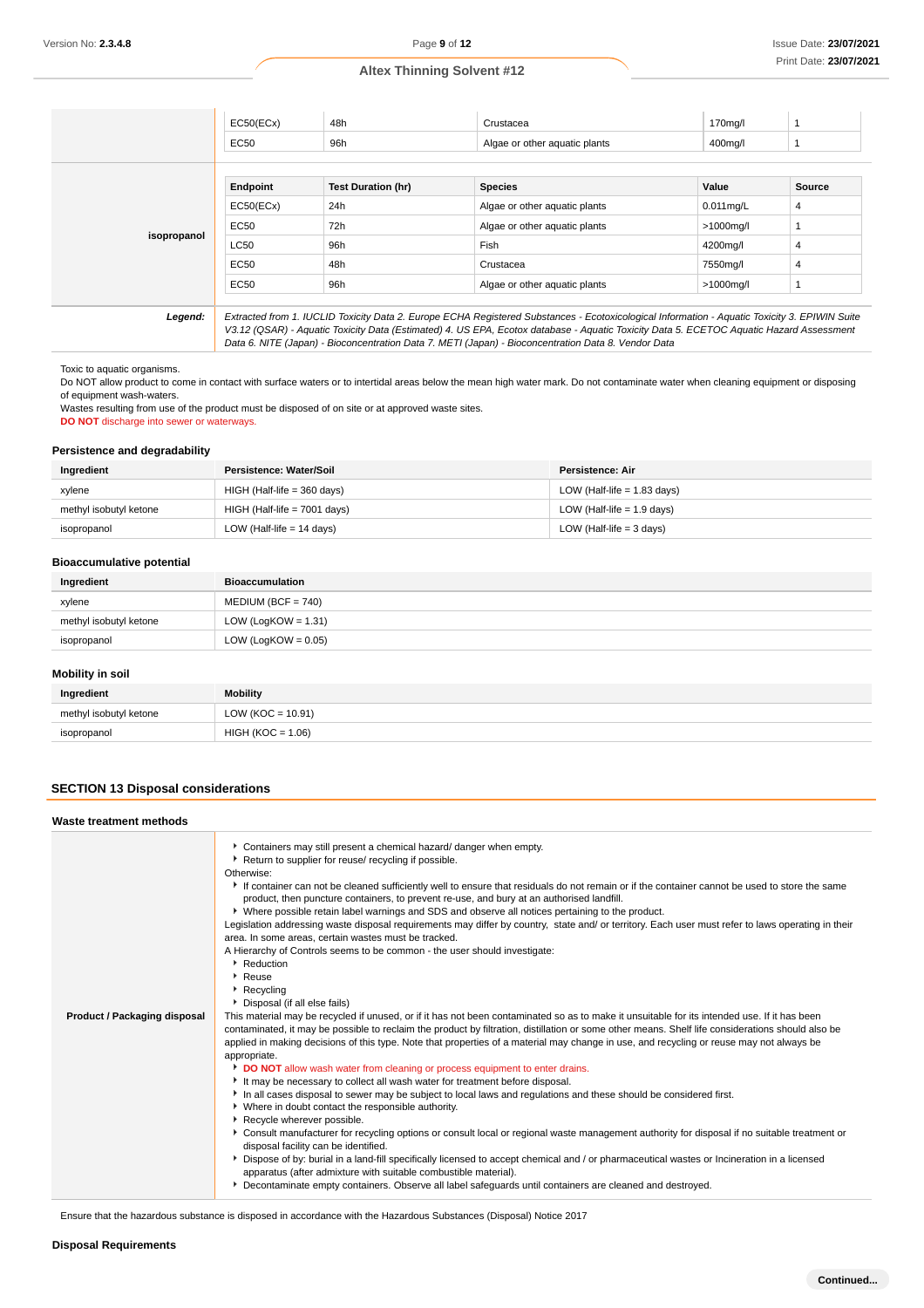| | Endpoint | Test Duration (hr) | Species | Value | Source |
|---|---|---|---|---|---|
| | EC50(ECx) | 48h | Crustacea | 170mg/l | 1 |
| | EC50 | 96h | Algae or other aquatic plants | 400mg/l | 1 |

| | Endpoint | Test Duration (hr) | Species | Value | Source |
|---|---|---|---|---|---|
| isopropanol | EC50(ECx) | 24h | Algae or other aquatic plants | 0.011mg/L | 4 |
| | EC50 | 72h | Algae or other aquatic plants | >1000mg/l | 1 |
| | LC50 | 96h | Fish | 4200mg/l | 4 |
| | EC50 | 48h | Crustacea | 7550mg/l | 4 |
| | EC50 | 96h | Algae or other aquatic plants | >1000mg/l | 1 |

***Legend:*** *Extracted from 1. IUCLID Toxicity Data 2. Europe ECHA Registered Substances - Ecotoxicological Information - Aquatic Toxicity 3. EPIWIN Suite V3.12 (QSAR) - Aquatic Toxicity Data (Estimated) 4. US EPA, Ecotox database - Aquatic Toxicity Data 5. ECETOC Aquatic Hazard Assessment Data 6. NITE (Japan) - Bioconcentration Data 7. METI (Japan) - Bioconcentration Data 8. Vendor Data*

Toxic to aquatic organisms.
Do NOT allow product to come in contact with surface waters or to intertidal areas below the mean high water mark. Do not contaminate water when cleaning equipment or disposing of equipment wash-waters.
Wastes resulting from use of the product must be disposed of on site or at approved waste sites.
**DO NOT** discharge into sewer or waterways.

### Persistence and degradability

| Ingredient | Persistence: Water/Soil | Persistence: Air |
|---|---|---|
| xylene | HIGH (Half-life = 360 days) | LOW (Half-life = 1.83 days) |
| methyl isobutyl ketone | HIGH (Half-life = 7001 days) | LOW (Half-life = 1.9 days) |
| isopropanol | LOW (Half-life = 14 days) | LOW (Half-life = 3 days) |

### Bioaccumulative potential

| Ingredient | Bioaccumulation |
|---|---|
| xylene | MEDIUM (BCF = 740) |
| methyl isobutyl ketone | LOW (LogKOW = 1.31) |
| isopropanol | LOW (LogKOW = 0.05) |

### Mobility in soil

| Ingredient | Mobility |
|---|---|
| methyl isobutyl ketone | LOW (KOC = 10.91) |
| isopropanol | HIGH (KOC = 1.06) |

## SECTION 13 Disposal considerations

### Waste treatment methods

**Product / Packaging disposal**

- Containers may still present a chemical hazard/ danger when empty.
- Return to supplier for reuse/ recycling if possible.

Otherwise:

- If container can not be cleaned sufficiently well to ensure that residuals do not remain or if the container cannot be used to store the same product, then puncture containers, to prevent re-use, and bury at an authorised landfill.
- Where possible retain label warnings and SDS and observe all notices pertaining to the product.

Legislation addressing waste disposal requirements may differ by country, state and/ or territory. Each user must refer to laws operating in their area. In some areas, certain wastes must be tracked.

A Hierarchy of Controls seems to be common - the user should investigate:

- Reduction
- Reuse
- Recycling
- Disposal (if all else fails)

This material may be recycled if unused, or if it has not been contaminated so as to make it unsuitable for its intended use. If it has been contaminated, it may be possible to reclaim the product by filtration, distillation or some other means. Shelf life considerations should also be applied in making decisions of this type. Note that properties of a material may change in use, and recycling or reuse may not always be appropriate.

- **DO NOT** allow wash water from cleaning or process equipment to enter drains.
- It may be necessary to collect all wash water for treatment before disposal.
- In all cases disposal to sewer may be subject to local laws and regulations and these should be considered first.
- Where in doubt contact the responsible authority.
- Recycle wherever possible.
- Consult manufacturer for recycling options or consult local or regional waste management authority for disposal if no suitable treatment or disposal facility can be identified.
- Dispose of by: burial in a land-fill specifically licensed to accept chemical and / or pharmaceutical wastes or Incineration in a licensed apparatus (after admixture with suitable combustible material).
- Decontaminate empty containers. Observe all label safeguards until containers are cleaned and destroyed.

Ensure that the hazardous substance is disposed in accordance with the Hazardous Substances (Disposal) Notice 2017

### Disposal Requirements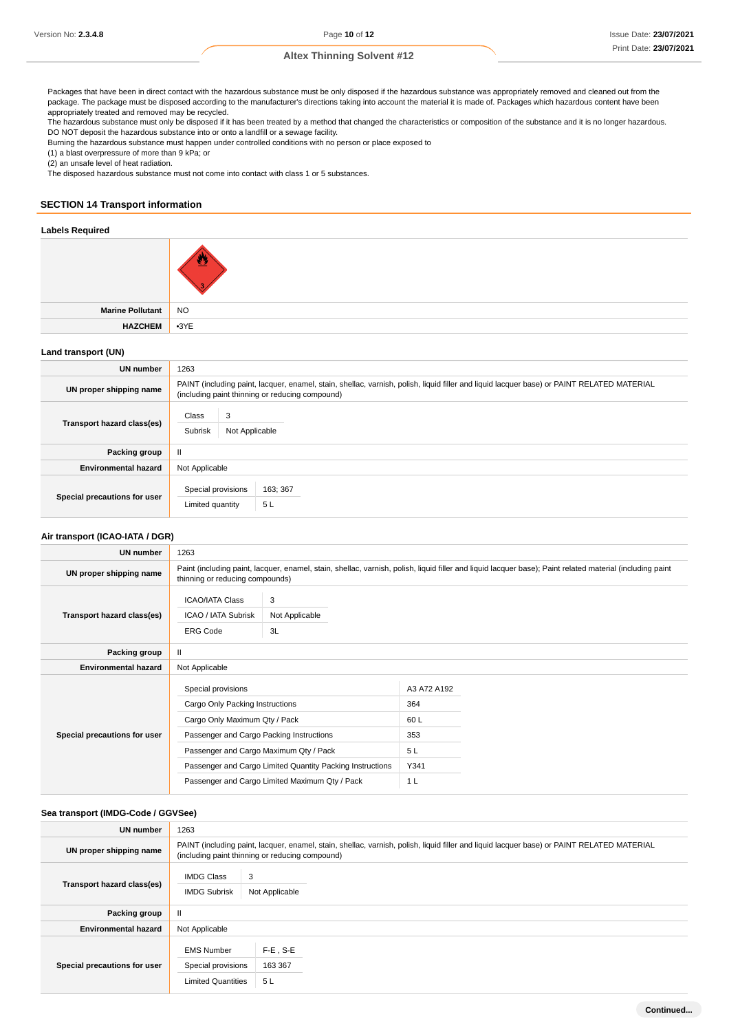Packages that have been in direct contact with the hazardous substance must be only disposed if the hazardous substance was appropriately removed and cleaned out from the package. The package must be disposed according to the manufacturer's directions taking into account the material it is made of. Packages which hazardous content have been appropriately treated and removed may be recycled.
The hazardous substance must only be disposed if it has been treated by a method that changed the characteristics or composition of the substance and it is no longer hazardous.
DO NOT deposit the hazardous substance into or onto a landfill or a sewage facility.
Burning the hazardous substance must happen under controlled conditions with no person or place exposed to
(1) a blast overpressure of more than 9 kPa; or
(2) an unsafe level of heat radiation.
The disposed hazardous substance must not come into contact with class 1 or 5 substances.

## SECTION 14 Transport information

### Labels Required

| | |
|---|---|
| | |
| **Marine Pollutant** | NO |
| **HAZCHEM** | •3YE |

### Land transport (UN)

| | |
|---|---|
| **UN number** | 1263 |
| **UN proper shipping name** | PAINT (including paint, lacquer, enamel, stain, shellac, varnish, polish, liquid filler and liquid lacquer base) or PAINT RELATED MATERIAL (including paint thinning or reducing compound) |
| **Transport hazard class(es)** | Class: 3<br>Subrisk: Not Applicable |
| **Packing group** | II |
| **Environmental hazard** | Not Applicable |
| **Special precautions for user** | Special provisions: 163; 367<br>Limited quantity: 5 L |

### Air transport (ICAO-IATA / DGR)

| | |
|---|---|
| **UN number** | 1263 |
| **UN proper shipping name** | Paint (including paint, lacquer, enamel, stain, shellac, varnish, polish, liquid filler and liquid lacquer base); Paint related material (including paint thinning or reducing compounds) |
| **Transport hazard class(es)** | ICAO/IATA Class: 3<br>ICAO / IATA Subrisk: Not Applicable<br>ERG Code: 3L |
| **Packing group** | II |
| **Environmental hazard** | Not Applicable |
| **Special precautions for user** | Special provisions: A3 A72 A192<br>Cargo Only Packing Instructions: 364<br>Cargo Only Maximum Qty / Pack: 60 L<br>Passenger and Cargo Packing Instructions: 353<br>Passenger and Cargo Maximum Qty / Pack: 5 L<br>Passenger and Cargo Limited Quantity Packing Instructions: Y341<br>Passenger and Cargo Limited Maximum Qty / Pack: 1 L |

### Sea transport (IMDG-Code / GGVSee)

| | |
|---|---|
| **UN number** | 1263 |
| **UN proper shipping name** | PAINT (including paint, lacquer, enamel, stain, shellac, varnish, polish, liquid filler and liquid lacquer base) or PAINT RELATED MATERIAL (including paint thinning or reducing compound) |
| **Transport hazard class(es)** | IMDG Class: 3<br>IMDG Subrisk: Not Applicable |
| **Packing group** | II |
| **Environmental hazard** | Not Applicable |
| **Special precautions for user** | EMS Number: F-E , S-E<br>Special provisions: 163 367<br>Limited Quantities: 5 L |

Continued...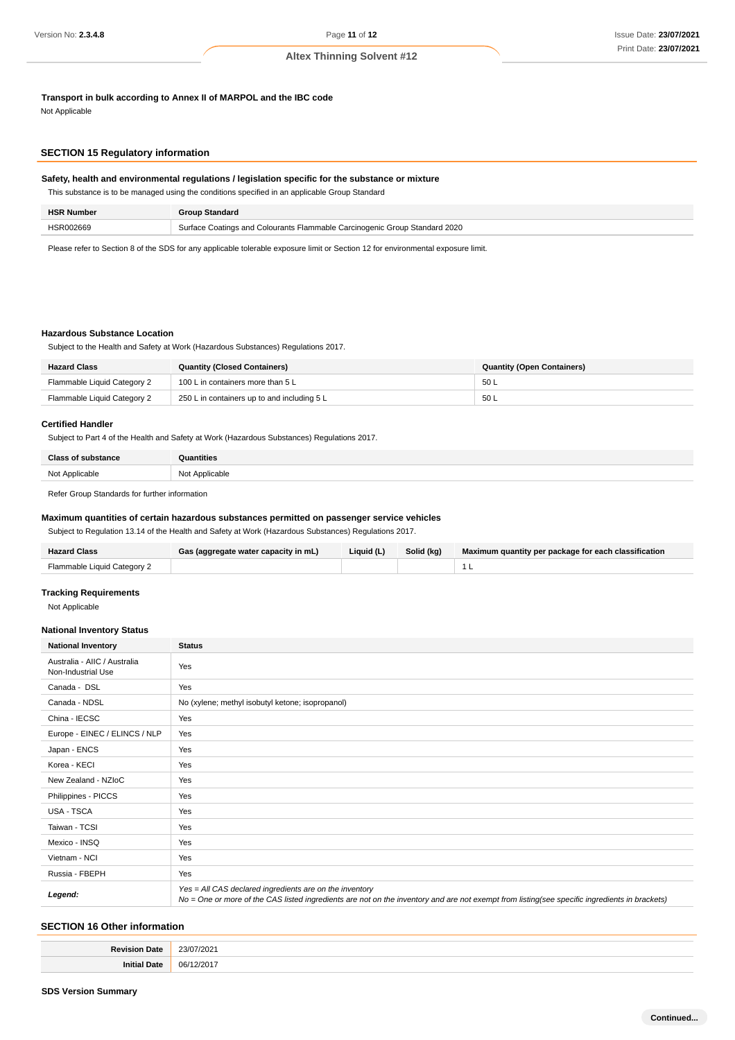### Transport in bulk according to Annex II of MARPOL and the IBC code

Not Applicable

## SECTION 15 Regulatory information

### Safety, health and environmental regulations / legislation specific for the substance or mixture

This substance is to be managed using the conditions specified in an applicable Group Standard

| HSR Number | Group Standard |
|---|---|
| HSR002669 | Surface Coatings and Colourants Flammable Carcinogenic Group Standard 2020 |

Please refer to Section 8 of the SDS for any applicable tolerable exposure limit or Section 12 for environmental exposure limit.

### Hazardous Substance Location

Subject to the Health and Safety at Work (Hazardous Substances) Regulations 2017.

| Hazard Class | Quantity (Closed Containers) | Quantity (Open Containers) |
|---|---|---|
| Flammable Liquid Category 2 | 100 L in containers more than 5 L | 50 L |
| Flammable Liquid Category 2 | 250 L in containers up to and including 5 L | 50 L |

### Certified Handler

Subject to Part 4 of the Health and Safety at Work (Hazardous Substances) Regulations 2017.

| Class of substance | Quantities |
|---|---|
| Not Applicable | Not Applicable |

Refer Group Standards for further information

### Maximum quantities of certain hazardous substances permitted on passenger service vehicles

Subject to Regulation 13.14 of the Health and Safety at Work (Hazardous Substances) Regulations 2017.

| Hazard Class | Gas (aggregate water capacity in mL) | Liquid (L) | Solid (kg) | Maximum quantity per package for each classification |
|---|---|---|---|---|
| Flammable Liquid Category 2 | | | | 1 L |

### Tracking Requirements

Not Applicable

### National Inventory Status

| National Inventory | Status |
|---|---|
| Australia - AIIC / Australia Non-Industrial Use | Yes |
| Canada - DSL | Yes |
| Canada - NDSL | No (xylene; methyl isobutyl ketone; isopropanol) |
| China - IECSC | Yes |
| Europe - EINEC / ELINCS / NLP | Yes |
| Japan - ENCS | Yes |
| Korea - KECI | Yes |
| New Zealand - NZIoC | Yes |
| Philippines - PICCS | Yes |
| USA - TSCA | Yes |
| Taiwan - TCSI | Yes |
| Mexico - INSQ | Yes |
| Vietnam - NCI | Yes |
| Russia - FBEPH | Yes |
| ***Legend:*** | *Yes = All CAS declared ingredients are on the inventory*<br>*No = One or more of the CAS listed ingredients are not on the inventory and are not exempt from listing(see specific ingredients in brackets)* |

## SECTION 16 Other information

| | |
|---|---|
| **Revision Date** | 23/07/2021 |
| **Initial Date** | 06/12/2017 |

### SDS Version Summary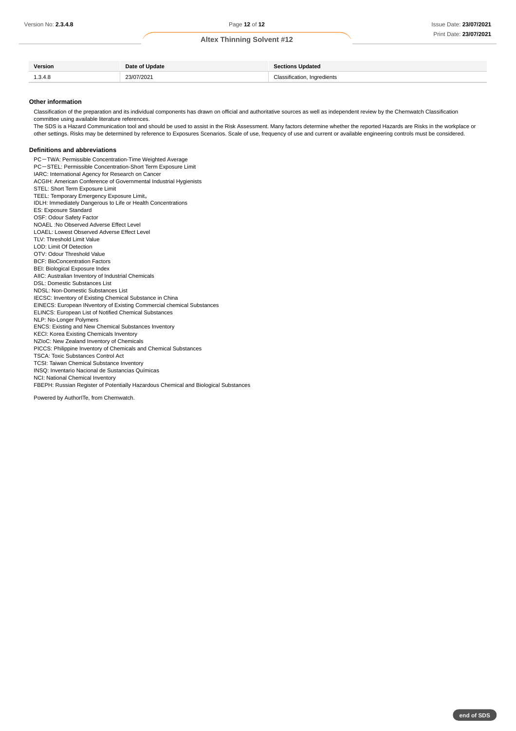| Version | Date of Update | Sections Updated |
| --- | --- | --- |
| 1.3.4.8 | 23/07/2021 | Classification, Ingredients |

## Other information

Classification of the preparation and its individual components has drawn on official and authoritative sources as well as independent review by the Chemwatch Classification committee using available literature references.

The SDS is a Hazard Communication tool and should be used to assist in the Risk Assessment. Many factors determine whether the reported Hazards are Risks in the workplace or other settings. Risks may be determined by reference to Exposures Scenarios. Scale of use, frequency of use and current or available engineering controls must be considered.

## Definitions and abbreviations

PC－TWA: Permissible Concentration-Time Weighted Average
PC－STEL: Permissible Concentration-Short Term Exposure Limit
IARC: International Agency for Research on Cancer
ACGIH: American Conference of Governmental Industrial Hygienists
STEL: Short Term Exposure Limit
TEEL: Temporary Emergency Exposure Limit。
IDLH: Immediately Dangerous to Life or Health Concentrations
ES: Exposure Standard
OSF: Odour Safety Factor
NOAEL :No Observed Adverse Effect Level
LOAEL: Lowest Observed Adverse Effect Level
TLV: Threshold Limit Value
LOD: Limit Of Detection
OTV: Odour Threshold Value
BCF: BioConcentration Factors
BEI: Biological Exposure Index
AIIC: Australian Inventory of Industrial Chemicals
DSL: Domestic Substances List
NDSL: Non-Domestic Substances List
IECSC: Inventory of Existing Chemical Substance in China
EINECS: European INventory of Existing Commercial chemical Substances
ELINCS: European List of Notified Chemical Substances
NLP: No-Longer Polymers
ENCS: Existing and New Chemical Substances Inventory
KECI: Korea Existing Chemicals Inventory
NZIoC: New Zealand Inventory of Chemicals
PICCS: Philippine Inventory of Chemicals and Chemical Substances
TSCA: Toxic Substances Control Act
TCSI: Taiwan Chemical Substance Inventory
INSQ: Inventario Nacional de Sustancias Químicas
NCI: National Chemical Inventory
FBEPH: Russian Register of Potentially Hazardous Chemical and Biological Substances

Powered by AuthorITe, from Chemwatch.

end of SDS